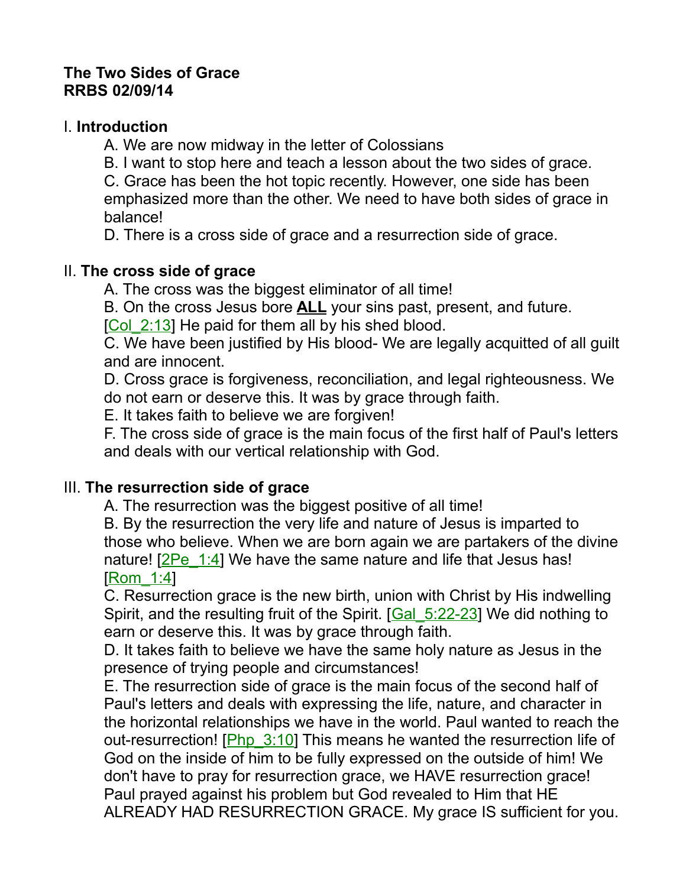**The Two Sides of Grace**
**RRBS 02/09/14**

I. **Introduction**

A. We are now midway in the letter of Colossians

B. I want to stop here and teach a lesson about the two sides of grace.

C. Grace has been the hot topic recently. However, one side has been emphasized more than the other. We need to have both sides of grace in balance!

D. There is a cross side of grace and a resurrection side of grace.

II. **The cross side of grace**

A. The cross was the biggest eliminator of all time!

B. On the cross Jesus bore **ALL** your sins past, present, and future. [Col_2:13] He paid for them all by his shed blood.

C. We have been justified by His blood- We are legally acquitted of all guilt and are innocent.

D. Cross grace is forgiveness, reconciliation, and legal righteousness. We do not earn or deserve this. It was by grace through faith.

E. It takes faith to believe we are forgiven!

F. The cross side of grace is the main focus of the first half of Paul's letters and deals with our vertical relationship with God.

III. **The resurrection side of grace**

A. The resurrection was the biggest positive of all time!

B. By the resurrection the very life and nature of Jesus is imparted to those who believe. When we are born again we are partakers of the divine nature! [2Pe_1:4] We have the same nature and life that Jesus has! [Rom_1:4]

C. Resurrection grace is the new birth, union with Christ by His indwelling Spirit, and the resulting fruit of the Spirit. [Gal_5:22-23] We did nothing to earn or deserve this. It was by grace through faith.

D. It takes faith to believe we have the same holy nature as Jesus in the presence of trying people and circumstances!

E. The resurrection side of grace is the main focus of the second half of Paul's letters and deals with expressing the life, nature, and character in the horizontal relationships we have in the world. Paul wanted to reach the out-resurrection! [Php_3:10] This means he wanted the resurrection life of God on the inside of him to be fully expressed on the outside of him! We don't have to pray for resurrection grace, we HAVE resurrection grace! Paul prayed against his problem but God revealed to Him that HE ALREADY HAD RESURRECTION GRACE. My grace IS sufficient for you.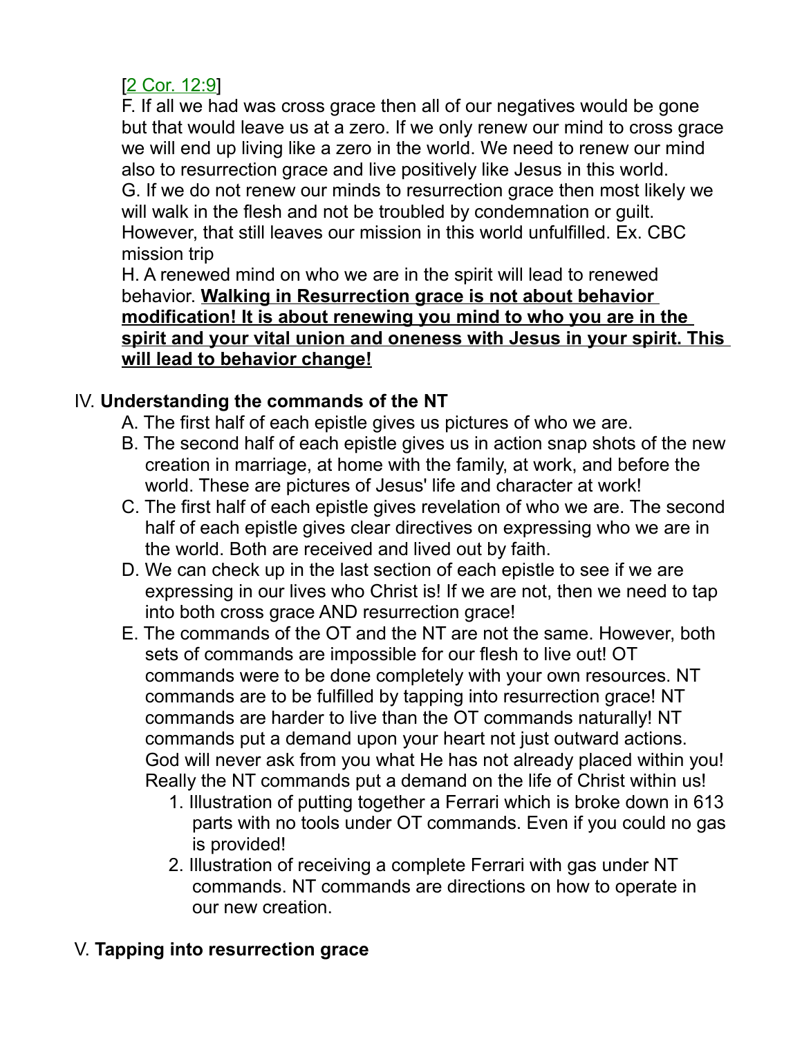[2 Cor. 12:9]

F. If all we had was cross grace then all of our negatives would be gone but that would leave us at a zero. If we only renew our mind to cross grace we will end up living like a zero in the world. We need to renew our mind also to resurrection grace and live positively like Jesus in this world.

G. If we do not renew our minds to resurrection grace then most likely we will walk in the flesh and not be troubled by condemnation or guilt. However, that still leaves our mission in this world unfulfilled. Ex. CBC mission trip

H. A renewed mind on who we are in the spirit will lead to renewed behavior. **Walking in Resurrection grace is not about behavior modification! It is about renewing you mind to who you are in the spirit and your vital union and oneness with Jesus in your spirit. This will lead to behavior change!**

## IV. **Understanding the commands of the NT**

A. The first half of each epistle gives us pictures of who we are.

B. The second half of each epistle gives us in action snap shots of the new creation in marriage, at home with the family, at work, and before the world. These are pictures of Jesus' life and character at work!

C. The first half of each epistle gives revelation of who we are. The second half of each epistle gives clear directives on expressing who we are in the world. Both are received and lived out by faith.

D. We can check up in the last section of each epistle to see if we are expressing in our lives who Christ is! If we are not, then we need to tap into both cross grace AND resurrection grace!

E. The commands of the OT and the NT are not the same. However, both sets of commands are impossible for our flesh to live out! OT commands were to be done completely with your own resources. NT commands are to be fulfilled by tapping into resurrection grace! NT commands are harder to live than the OT commands naturally! NT commands put a demand upon your heart not just outward actions. God will never ask from you what He has not already placed within you! Really the NT commands put a demand on the life of Christ within us!

1. Illustration of putting together a Ferrari which is broke down in 613 parts with no tools under OT commands. Even if you could no gas is provided!
2. Illustration of receiving a complete Ferrari with gas under NT commands. NT commands are directions on how to operate in our new creation.

## V. **Tapping into resurrection grace**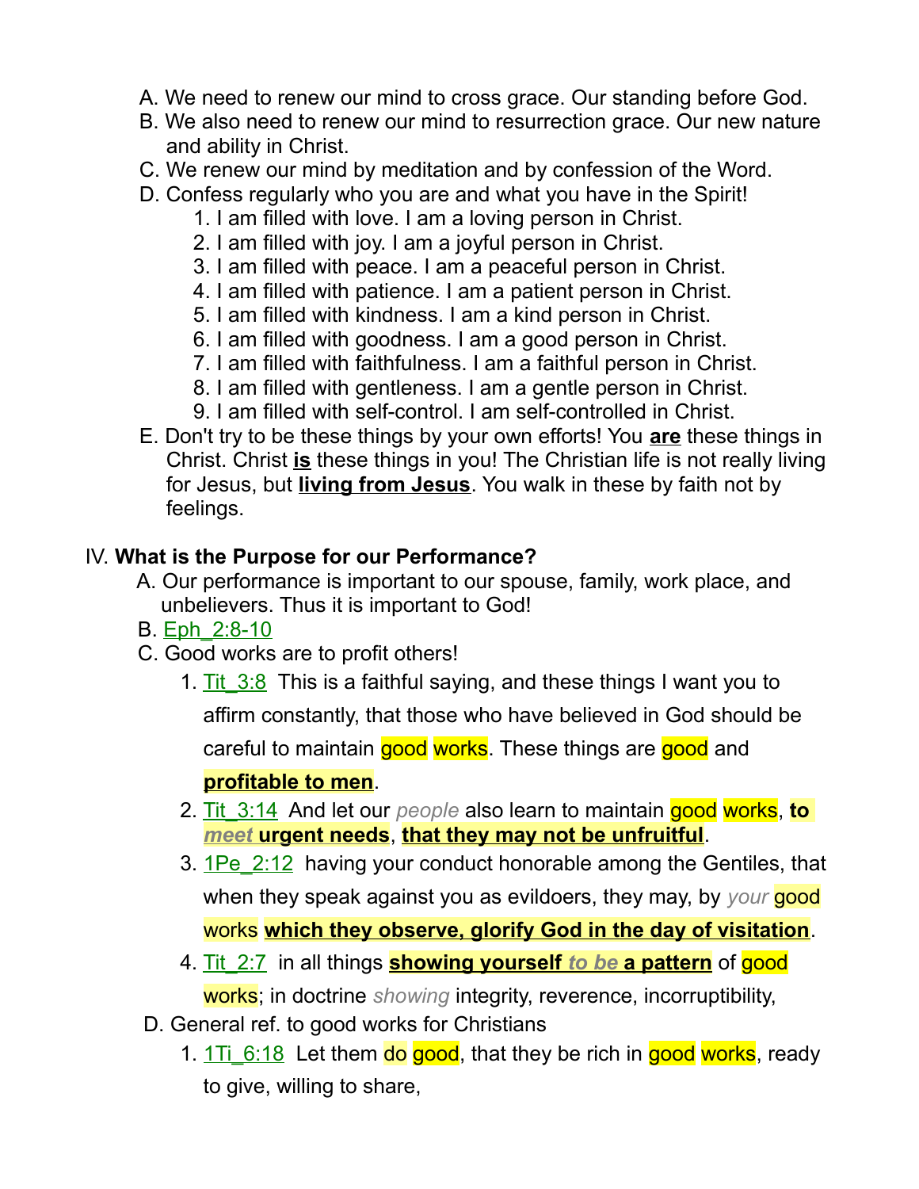A. We need to renew our mind to cross grace. Our standing before God.
B. We also need to renew our mind to resurrection grace. Our new nature and ability in Christ.
C. We renew our mind by meditation and by confession of the Word.
D. Confess regularly who you are and what you have in the Spirit!
   1. I am filled with love. I am a loving person in Christ.
   2. I am filled with joy. I am a joyful person in Christ.
   3. I am filled with peace. I am a peaceful person in Christ.
   4. I am filled with patience. I am a patient person in Christ.
   5. I am filled with kindness. I am a kind person in Christ.
   6. I am filled with goodness. I am a good person in Christ.
   7. I am filled with faithfulness. I am a faithful person in Christ.
   8. I am filled with gentleness. I am a gentle person in Christ.
   9. I am filled with self-control. I am self-controlled in Christ.
E. Don't try to be these things by your own efforts! You **are** these things in Christ. Christ **is** these things in you! The Christian life is not really living for Jesus, but **living from Jesus**. You walk in these by faith not by feelings.

IV. **What is the Purpose for our Performance?**

A. Our performance is important to our spouse, family, work place, and unbelievers. Thus it is important to God!
B. Eph_2:8-10
C. Good works are to profit others!
   1. Tit_3:8  This is a faithful saying, and these things I want you to affirm constantly, that those who have believed in God should be careful to maintain good works. These things are good and **profitable to men**.
   2. Tit_3:14  And let our *people* also learn to maintain good works, **to *meet* urgent needs**, **that they may not be unfruitful**.
   3. 1Pe_2:12  having your conduct honorable among the Gentiles, that when they speak against you as evildoers, they may, by *your* good works **which they observe, glorify God in the day of visitation**.
   4. Tit_2:7  in all things **showing yourself *to be* a pattern** of good works; in doctrine *showing* integrity, reverence, incorruptibility,
D. General ref. to good works for Christians
   1. 1Ti_6:18  Let them do good, that they be rich in good works, ready to give, willing to share,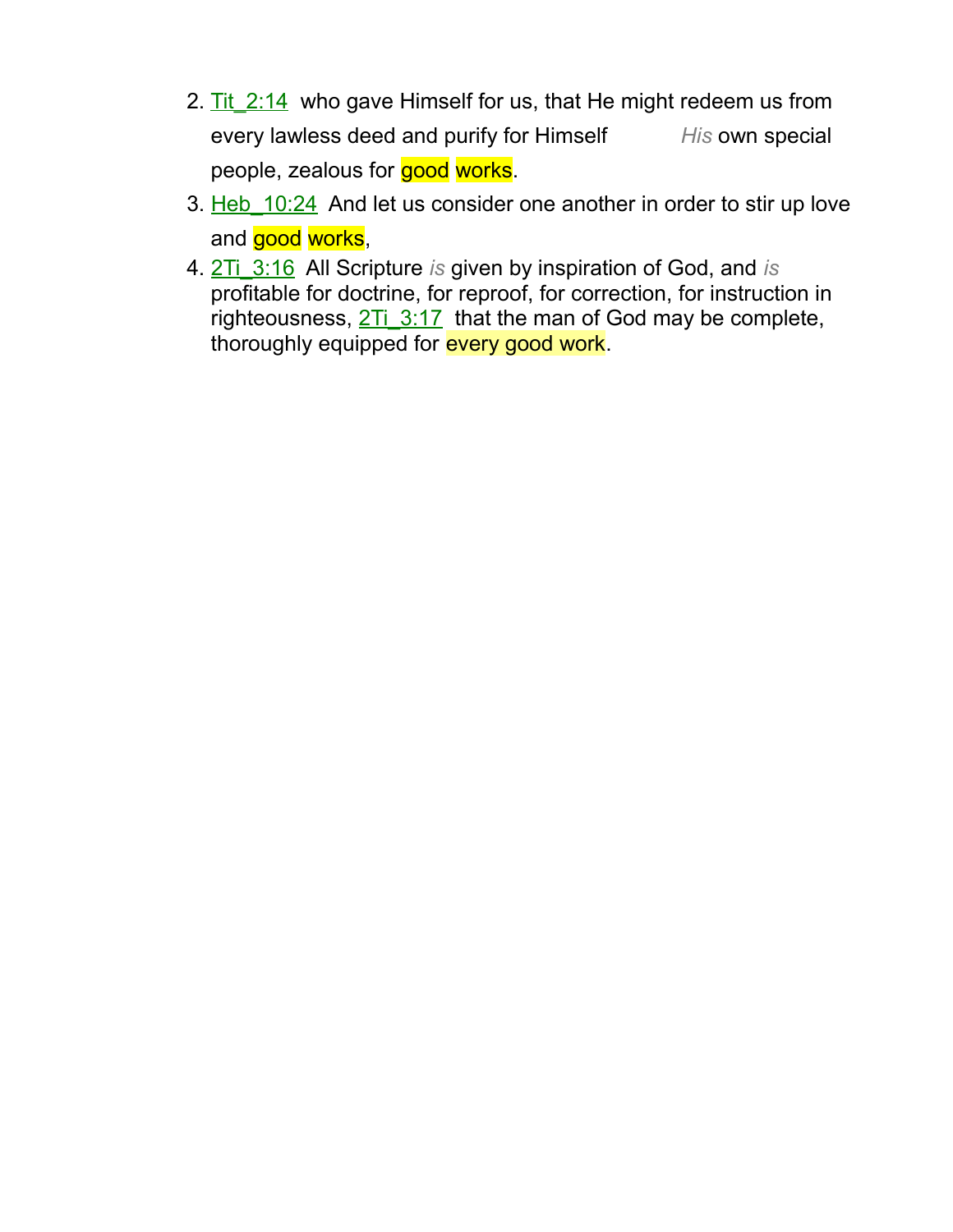2. Tit_2:14 who gave Himself for us, that He might redeem us from every lawless deed and purify for Himself *His* own special people, zealous for good works.
3. Heb_10:24 And let us consider one another in order to stir up love and good works,
4. 2Ti_3:16 All Scripture *is* given by inspiration of God, and *is* profitable for doctrine, for reproof, for correction, for instruction in righteousness, 2Ti_3:17 that the man of God may be complete, thoroughly equipped for every good work.